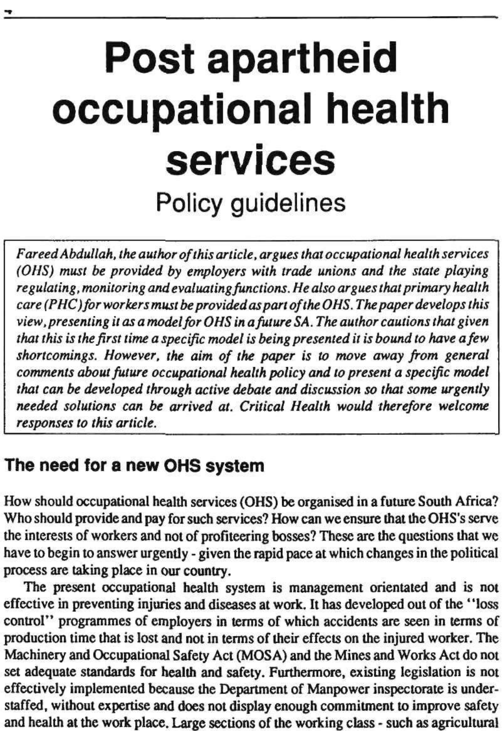# Post apartheid occupational health services

## Policy guidelines

*Fareed Abdullah, the author of this article, argues that occupational health services (OHS) must be provided by employers with trade unions and the state playing regulating, monitoring and evaluating functions. He also argues that primary health care (PHC) for workers must be provided as part of the OHS. The paper develops this view, presenting it as a model for OHS in a future SA. The author cautions that given that this is the first time a specific model is being presented it is bound to have a few shortcomings. However, the aim of the paper is to move away from general comments about future occupational health policy and to present a specific model that can be developed through active debate and discussion so that some urgently needed solutions can be arrived at. Critical Health would therefore welcome responses to this article.*

### The need for a new OHS system

How should occupational health services (OHS) be organised in a future South Africa? Who should provide and pay for such services? How can we ensure that the OHS's serve the interests of workers and not of profiteering bosses? These are the questions that we have to begin to answer urgently - given the rapid pace at which changes in the political process are taking place in our country.

The present occupational health system is management orientated and is not effective in preventing injuries and diseases at work. It has developed out of the "loss control" programmes of employers in terms of which accidents are seen in terms of production time that is lost and not in terms of their effects on the injured worker. The Machinery and Occupational Safety Act (MOSA) and the Mines and Works Act do not set adequate standards for health and safety. Furthermore, existing legislation is not effectively implemented because the Department of Manpower inspectorate is understaffed, without expertise and does not display enough commitment to improve safety and health at the work place. Large sections of the working class - such as agricultural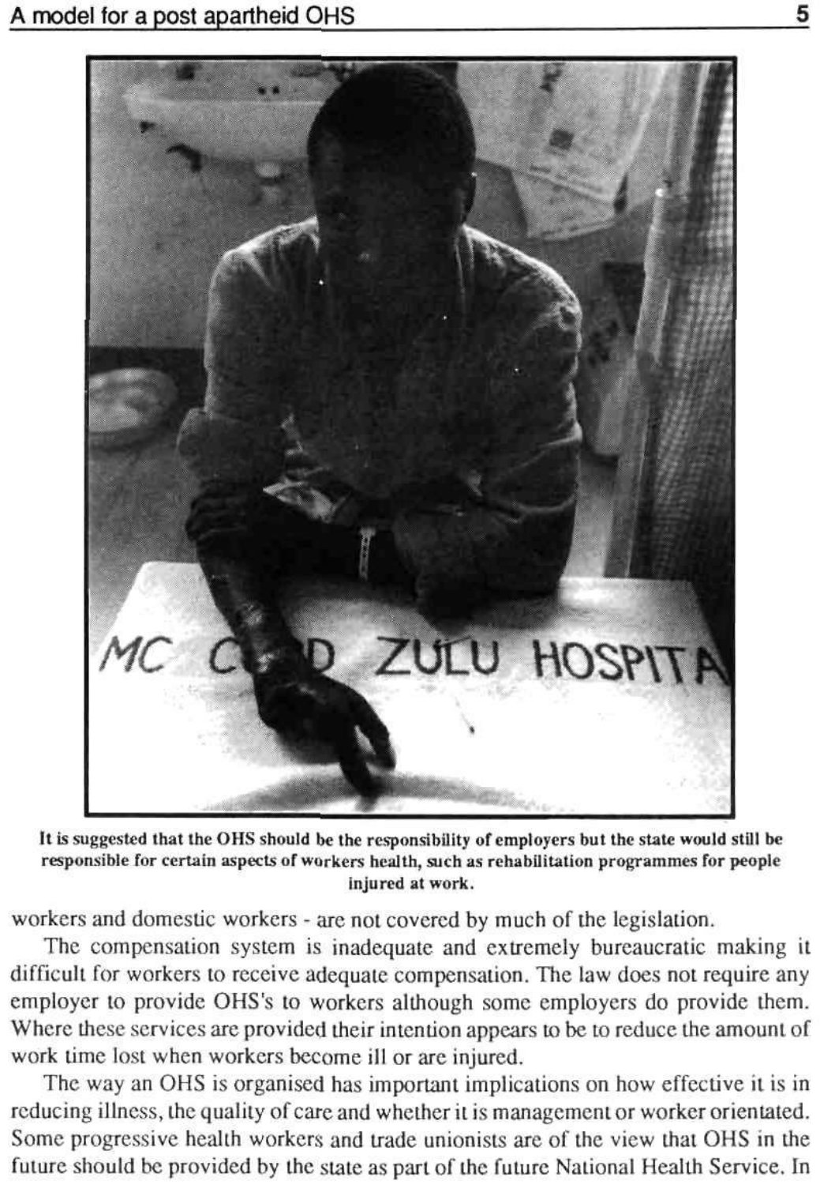**It is suggested that the OHS should be the responsibility of employers but the state would still be responsible for certain aspects of workers health, such as rehabilitation programmes for people injured at work.**

workers and domestic workers - are not covered by much of the legislation.

The compensation system is inadequate and extremely bureaucratic making it difficult for workers to receive adequate compensation. The law does not require any employer to provide OHS's to workers although some employers do provide them. Where these services are provided their intention appears to be to reduce the amount of work time lost when workers become ill or are injured.

The way an OHS is organised has important implications on how effective it is in reducing illness, the quality of care and whether it is management or worker orientated. Some progressive health workers and trade unionists are of the view that OHS in the future should be provided by the state as part of the future National Health Service. In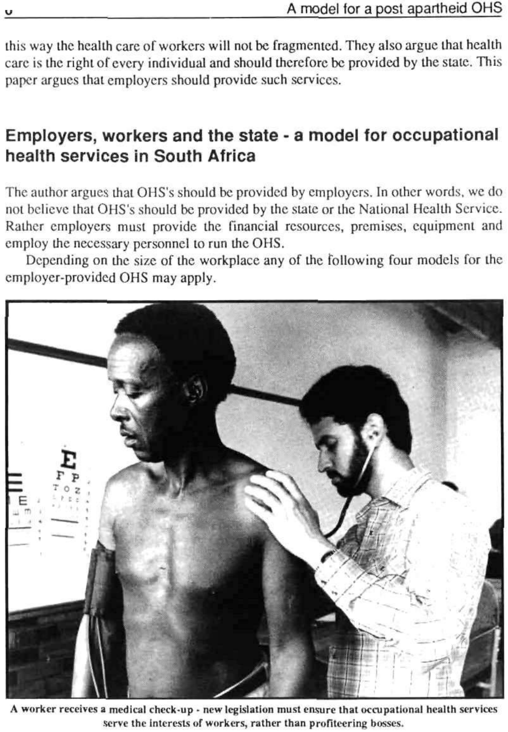this way the health care of workers will not be fragmented. They also argue that health care is the right of every individual and should therefore be provided by the state. This paper argues that employers should provide such services.

## Employers, workers and the state - a model for occupational health services in South Africa

The author argues that OHS's should be provided by employers. In other words, we do not believe that OHS's should be provided by the state or the National Health Service. Rather employers must provide the financial resources, premises, equipment and employ the necessary personnel to run the OHS.

Depending on the size of the workplace any of the following four models for the employer-provided OHS may apply.

**A worker receives a medical check-up - new legislation must ensure that occupational health services serve the interests of workers, rather than profiteering bosses.**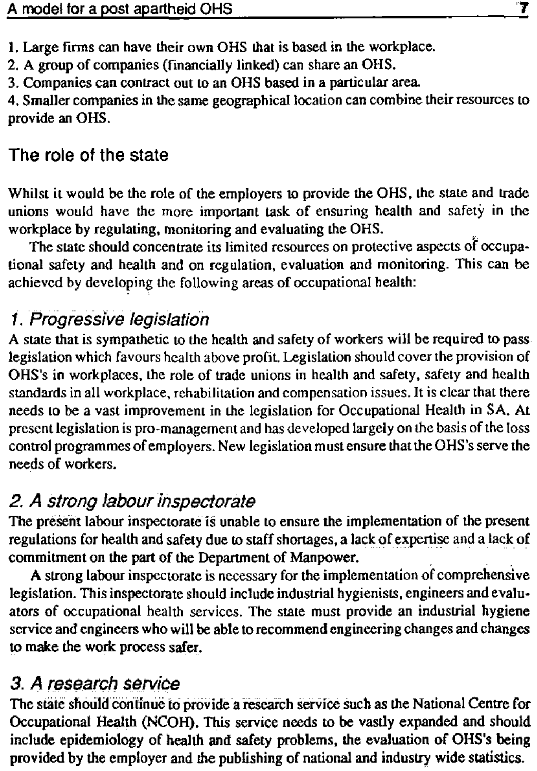1. Large firms can have their own OHS that is based in the workplace.
2. A group of companies (financially linked) can share an OHS.
3. Companies can contract out to an OHS based in a particular area.
4. Smaller companies in the same geographical location can combine their resources to provide an OHS.

## The role of the state

Whilst it would be the role of the employers to provide the OHS, the state and trade unions would have the more important task of ensuring health and safety in the workplace by regulating, monitoring and evaluating the OHS.

The state should concentrate its limited resources on protective aspects of occupational safety and health and on regulation, evaluation and monitoring. This can be achieved by developing the following areas of occupational health:

### *1. Progressive legislation*

A state that is sympathetic to the health and safety of workers will be required to pass legislation which favours health above profit. Legislation should cover the provision of OHS's in workplaces, the role of trade unions in health and safety, safety and health standards in all workplace, rehabilitation and compensation issues. It is clear that there needs to be a vast improvement in the legislation for Occupational Health in SA. At present legislation is pro-management and has developed largely on the basis of the loss control programmes of employers. New legislation must ensure that the OHS's serve the needs of workers.

### *2. A strong labour inspectorate*

The present labour inspectorate is unable to ensure the implementation of the present regulations for health and safety due to staff shortages, a lack of expertise and a lack of commitment on the part of the Department of Manpower.

A strong labour inspectorate is necessary for the implementation of comprehensive legislation. This inspectorate should include industrial hygienists, engineers and evaluators of occupational health services. The state must provide an industrial hygiene service and engineers who will be able to recommend engineering changes and changes to make the work process safer.

### *3. A research service*

The state should continue to provide a research service such as the National Centre for Occupational Health (NCOH). This service needs to be vastly expanded and should include epidemiology of health and safety problems, the evaluation of OHS's being provided by the employer and the publishing of national and industry wide statistics.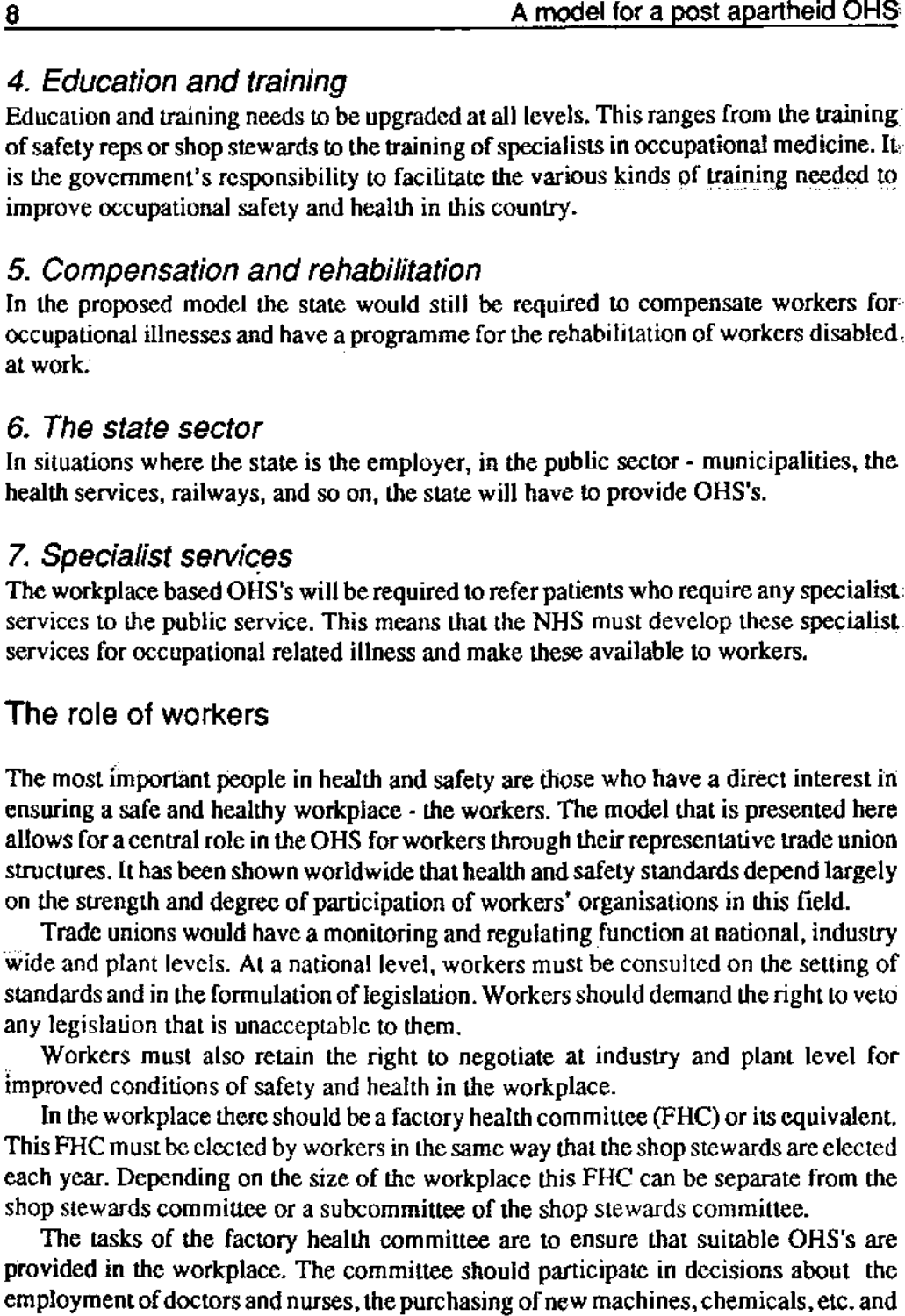### 4. Education and training

Education and training needs to be upgraded at all levels. This ranges from the training of safety reps or shop stewards to the training of specialists in occupational medicine. It is the government's responsibility to facilitate the various kinds of training needed to improve occupational safety and health in this country.

### 5. Compensation and rehabilitation

In the proposed model the state would still be required to compensate workers for occupational illnesses and have a programme for the rehabilitation of workers disabled at work.

### 6. The state sector

In situations where the state is the employer, in the public sector - municipalities, the health services, railways, and so on, the state will have to provide OHS's.

### 7. Specialist services

The workplace based OHS's will be required to refer patients who require any specialist services to the public service. This means that the NHS must develop these specialist services for occupational related illness and make these available to workers.

## The role of workers

The most important people in health and safety are those who have a direct interest in ensuring a safe and healthy workplace - the workers. The model that is presented here allows for a central role in the OHS for workers through their representative trade union structures. It has been shown worldwide that health and safety standards depend largely on the strength and degree of participation of workers' organisations in this field.

Trade unions would have a monitoring and regulating function at national, industry wide and plant levels. At a national level, workers must be consulted on the setting of standards and in the formulation of legislation. Workers should demand the right to veto any legislation that is unacceptable to them.

Workers must also retain the right to negotiate at industry and plant level for improved conditions of safety and health in the workplace.

In the workplace there should be a factory health committee (FHC) or its equivalent. This FHC must be elected by workers in the same way that the shop stewards are elected each year. Depending on the size of the workplace this FHC can be separate from the shop stewards committee or a subcommittee of the shop stewards committee.

The tasks of the factory health committee are to ensure that suitable OHS's are provided in the workplace. The committee should participate in decisions about the employment of doctors and nurses, the purchasing of new machines, chemicals, etc. and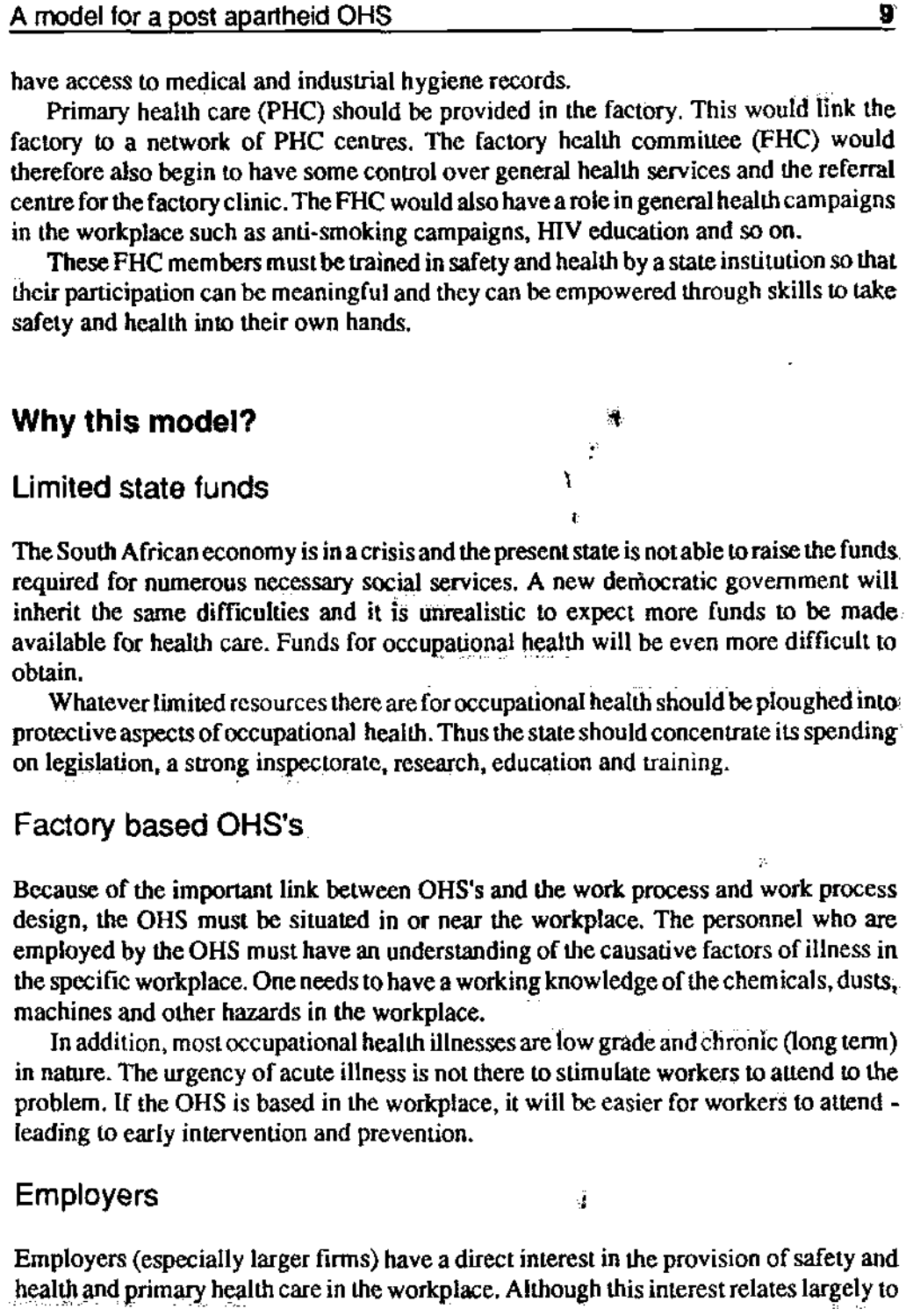have access to medical and industrial hygiene records.

Primary health care (PHC) should be provided in the factory. This would link the factory to a network of PHC centres. The factory health committee (FHC) would therefore also begin to have some control over general health services and the referral centre for the factory clinic. The FHC would also have a role in general health campaigns in the workplace such as anti-smoking campaigns, HIV education and so on.

These FHC members must be trained in safety and health by a state institution so that their participation can be meaningful and they can be empowered through skills to take safety and health into their own hands.

## Why this model?

### Limited state funds

The South African economy is in a crisis and the present state is not able to raise the funds required for numerous necessary social services. A new democratic government will inherit the same difficulties and it is unrealistic to expect more funds to be made available for health care. Funds for occupational health will be even more difficult to obtain.

Whatever limited resources there are for occupational health should be ploughed into protective aspects of occupational health. Thus the state should concentrate its spending on legislation, a strong inspectorate, research, education and training.

### Factory based OHS's

Because of the important link between OHS's and the work process and work process design, the OHS must be situated in or near the workplace. The personnel who are employed by the OHS must have an understanding of the causative factors of illness in the specific workplace. One needs to have a working knowledge of the chemicals, dusts, machines and other hazards in the workplace.

In addition, most occupational health illnesses are low grade and chronic (long term) in nature. The urgency of acute illness is not there to stimulate workers to attend to the problem. If the OHS is based in the workplace, it will be easier for workers to attend - leading to early intervention and prevention.

### Employers

Employers (especially larger firms) have a direct interest in the provision of safety and health and primary health care in the workplace. Although this interest relates largely to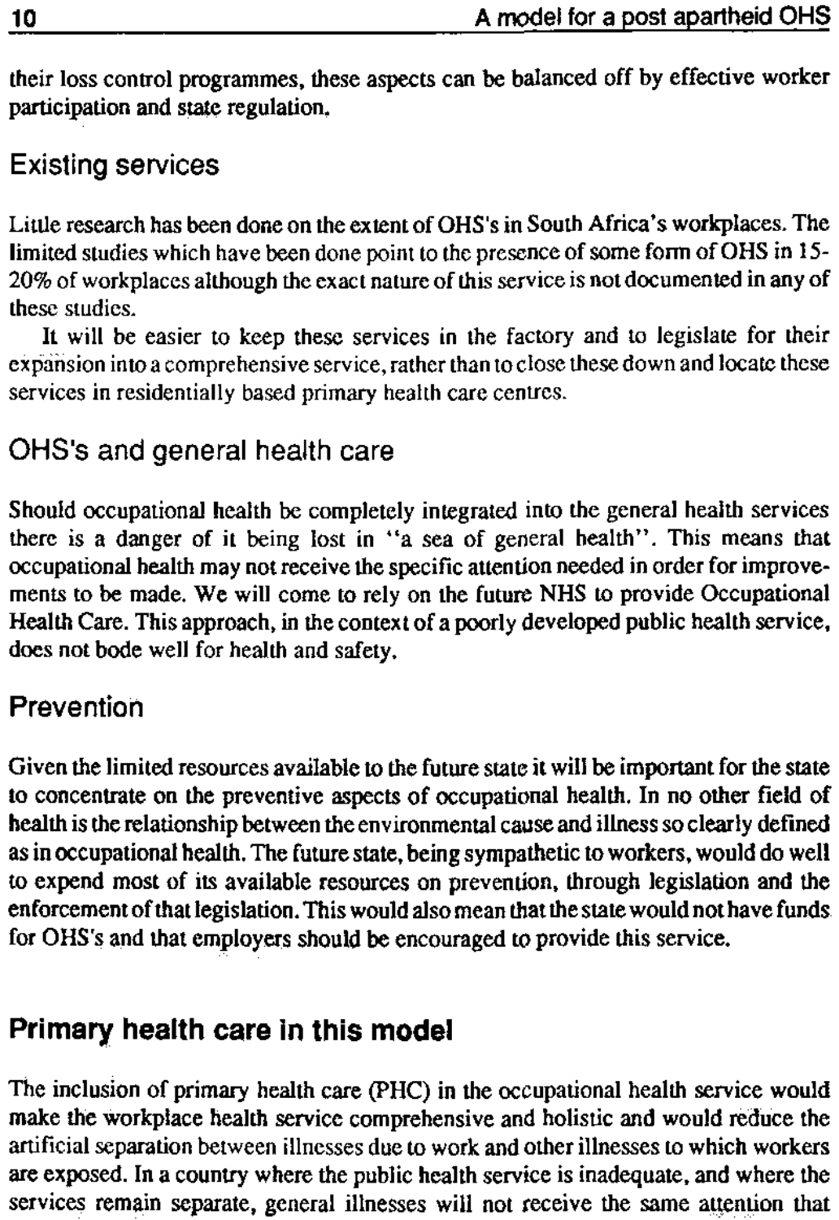their loss control programmes, these aspects can be balanced off by effective worker participation and state regulation.

## Existing services

Little research has been done on the extent of OHS's in South Africa's workplaces. The limited studies which have been done point to the presence of some form of OHS in 15-20% of workplaces although the exact nature of this service is not documented in any of these studies.

It will be easier to keep these services in the factory and to legislate for their expansion into a comprehensive service, rather than to close these down and locate these services in residentially based primary health care centres.

## OHS's and general health care

Should occupational health be completely integrated into the general health services there is a danger of it being lost in "a sea of general health". This means that occupational health may not receive the specific attention needed in order for improvements to be made. We will come to rely on the future NHS to provide Occupational Health Care. This approach, in the context of a poorly developed public health service, does not bode well for health and safety.

## Prevention

Given the limited resources available to the future state it will be important for the state to concentrate on the preventive aspects of occupational health. In no other field of health is the relationship between the environmental cause and illness so clearly defined as in occupational health. The future state, being sympathetic to workers, would do well to expend most of its available resources on prevention, through legislation and the enforcement of that legislation. This would also mean that the state would not have funds for OHS's and that employers should be encouraged to provide this service.

# Primary health care in this model

The inclusion of primary health care (PHC) in the occupational health service would make the workplace health service comprehensive and holistic and would reduce the artificial separation between illnesses due to work and other illnesses to which workers are exposed. In a country where the public health service is inadequate, and where the services remain separate, general illnesses will not receive the same attention that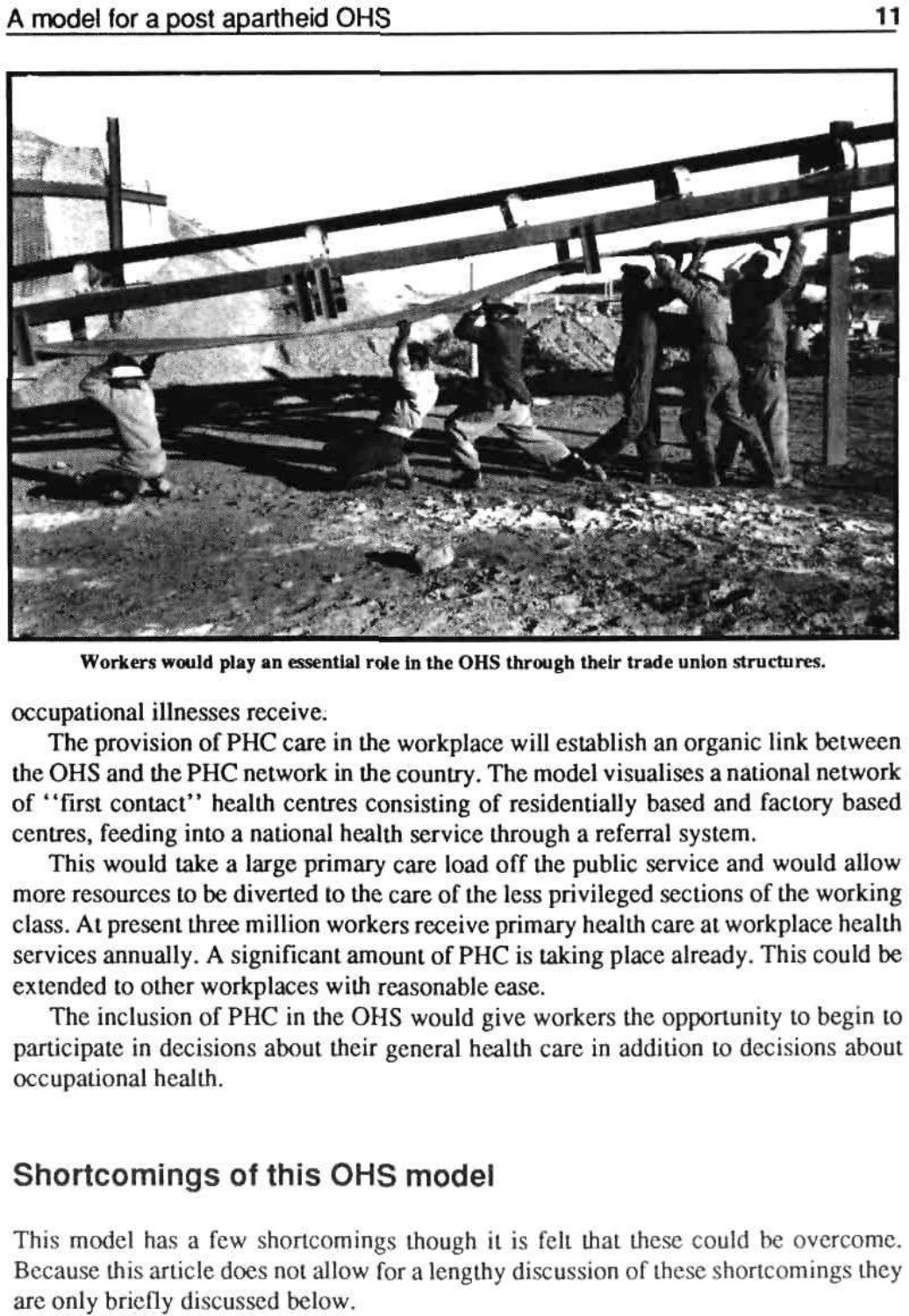Workers would play an essential role in the OHS through their trade union structures.

occupational illnesses receive.

The provision of PHC care in the workplace will establish an organic link between the OHS and the PHC network in the country. The model visualises a national network of "first contact" health centres consisting of residentially based and factory based centres, feeding into a national health service through a referral system.

This would take a large primary care load off the public service and would allow more resources to be diverted to the care of the less privileged sections of the working class. At present three million workers receive primary health care at workplace health services annually. A significant amount of PHC is taking place already. This could be extended to other workplaces with reasonable ease.

The inclusion of PHC in the OHS would give workers the opportunity to begin to participate in decisions about their general health care in addition to decisions about occupational health.

## Shortcomings of this OHS model

This model has a few shortcomings though it is felt that these could be overcome. Because this article does not allow for a lengthy discussion of these shortcomings they are only briefly discussed below.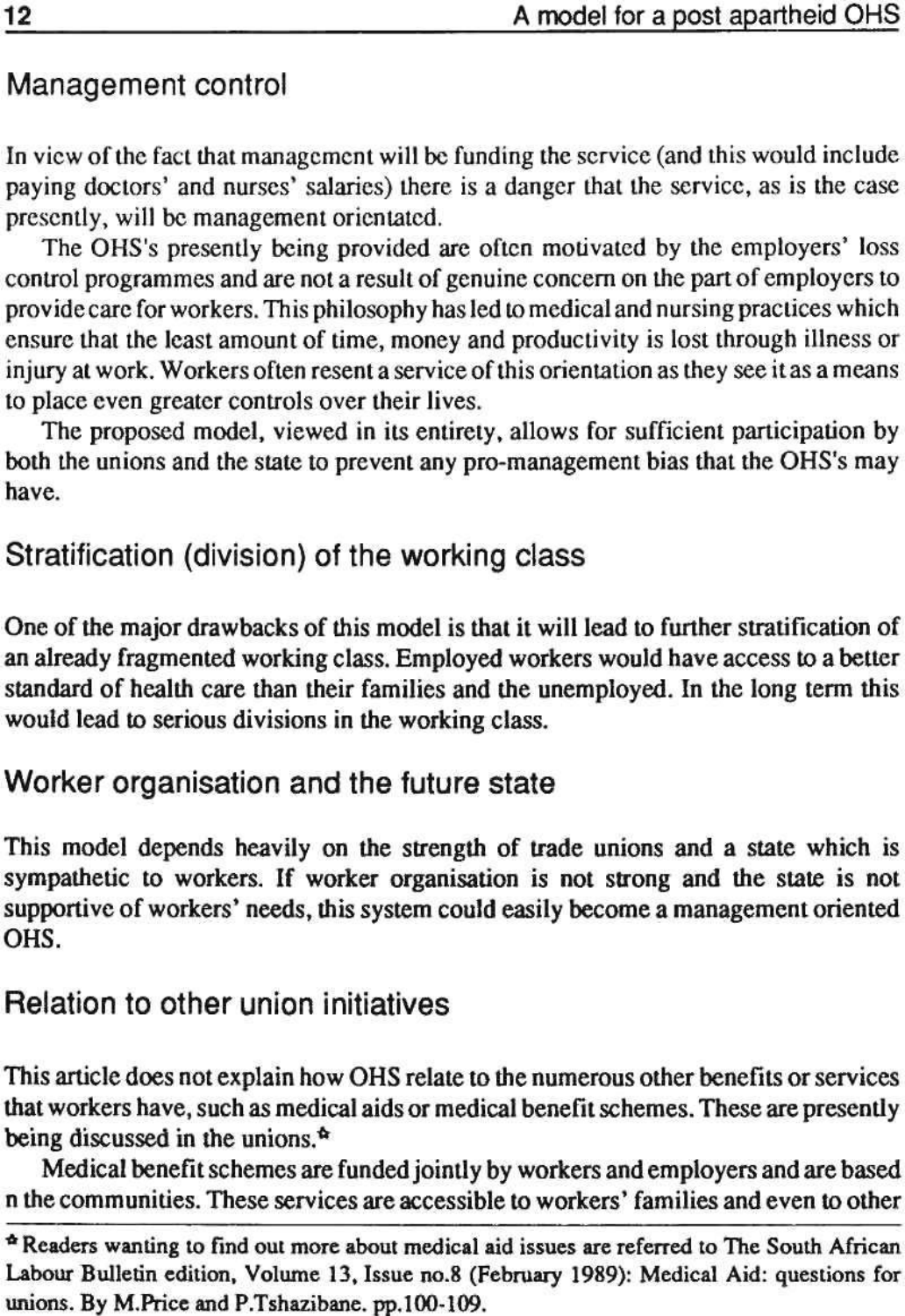## Management control

In view of the fact that management will be funding the service (and this would include paying doctors' and nurses' salaries) there is a danger that the service, as is the case presently, will be management orientated.

The OHS's presently being provided are often motivated by the employers' loss control programmes and are not a result of genuine concern on the part of employers to provide care for workers. This philosophy has led to medical and nursing practices which ensure that the least amount of time, money and productivity is lost through illness or injury at work. Workers often resent a service of this orientation as they see it as a means to place even greater controls over their lives.

The proposed model, viewed in its entirety, allows for sufficient participation by both the unions and the state to prevent any pro-management bias that the OHS's may have.

## Stratification (division) of the working class

One of the major drawbacks of this model is that it will lead to further stratification of an already fragmented working class. Employed workers would have access to a better standard of health care than their families and the unemployed. In the long term this would lead to serious divisions in the working class.

## Worker organisation and the future state

This model depends heavily on the strength of trade unions and a state which is sympathetic to workers. If worker organisation is not strong and the state is not supportive of workers' needs, this system could easily become a management oriented OHS.

## Relation to other union initiatives

This article does not explain how OHS relate to the numerous other benefits or services that workers have, such as medical aids or medical benefit schemes. These are presently being discussed in the unions.*

Medical benefit schemes are funded jointly by workers and employers and are based n the communities. These services are accessible to workers' families and even to other

---

* Readers wanting to find out more about medical aid issues are referred to The South African Labour Bulletin edition, Volume 13, Issue no.8 (February 1989): Medical Aid: questions for unions. By M.Price and P.Tshazibane. pp.100-109.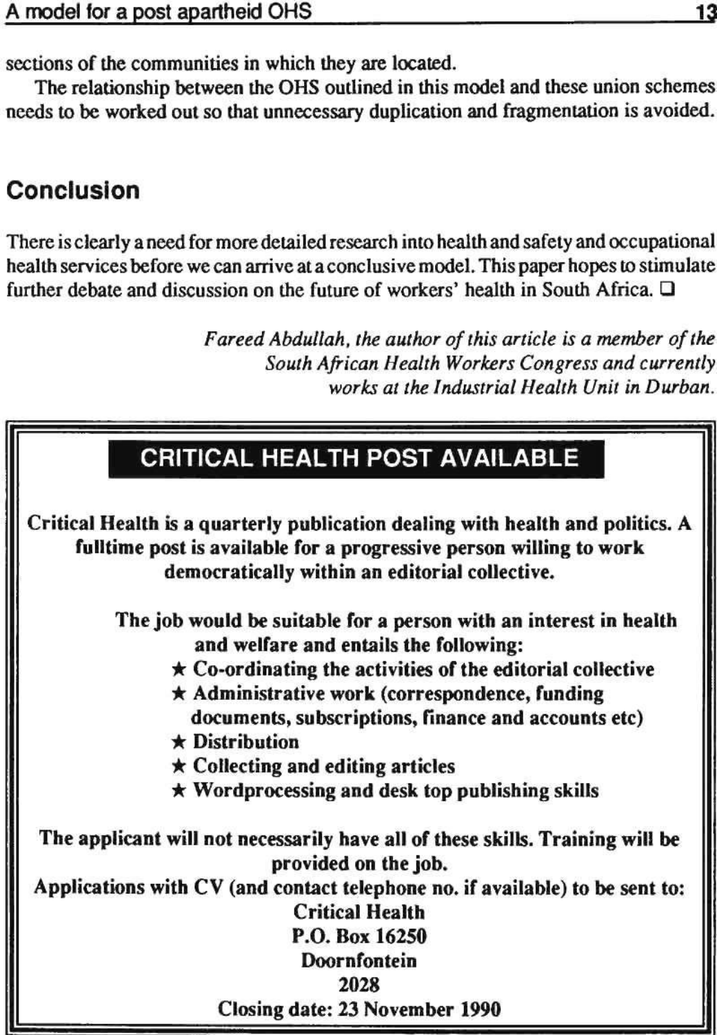sections of the communities in which they are located.

The relationship between the OHS outlined in this model and these union schemes needs to be worked out so that unnecessary duplication and fragmentation is avoided.

## Conclusion

There is clearly a need for more detailed research into health and safety and occupational health services before we can arrive at a conclusive model. This paper hopes to stimulate further debate and discussion on the future of workers' health in South Africa. ❑

*Fareed Abdullah, the author of this article is a member of the South African Health Workers Congress and currently works at the Industrial Health Unit in Durban.*

## CRITICAL HEALTH POST AVAILABLE

**Critical Health is a quarterly publication dealing with health and politics. A fulltime post is available for a progressive person willing to work democratically within an editorial collective.**

**The job would be suitable for a person with an interest in health and welfare and entails the following:**

- ★ **Co-ordinating the activities of the editorial collective**
- ★ **Administrative work (correspondence, funding documents, subscriptions, finance and accounts etc)**
- ★ **Distribution**
- ★ **Collecting and editing articles**
- ★ **Wordprocessing and desk top publishing skills**

**The applicant will not necessarily have all of these skills. Training will be provided on the job.**

**Applications with CV (and contact telephone no. if available) to be sent to:**

**Critical Health**
**P.O. Box 16250**
**Doornfontein**
**2028**

**Closing date: 23 November 1990**